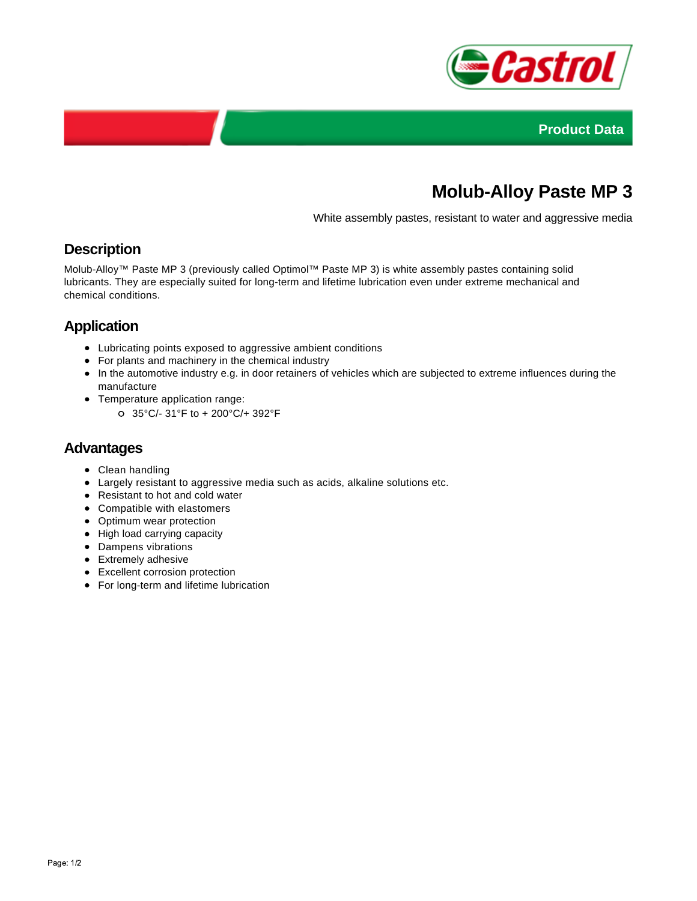Product Data

# Molub-Alloy Paste MP 3

White assembly pastes, resistant to water and aggressive media

## Description

Molub-Alloy™ Paste MP 3 (previously called Optimol™ Paste MP 3) is white assembly pastes containing solid lubricants. They are especially suited for long-term and lifetime lubrication even under extreme mechanical and chemical conditions.

## Application

- Lubricating points exposed to aggressive ambient conditions
- For plants and machinery in the chemical industry
- In the automotive industry e.g. in door retainers of vehicles which are subjected to extreme influences during the manufacture
- Temperature application range:
  - 35°C/- 31°F to + 200°C/+ 392°F

## Advantages

- Clean handling
- Largely resistant to aggressive media such as acids, alkaline solutions etc.
- Resistant to hot and cold water
- Compatible with elastomers
- Optimum wear protection
- High load carrying capacity
- Dampens vibrations
- Extremely adhesive
- Excellent corrosion protection
- For long-term and lifetime lubrication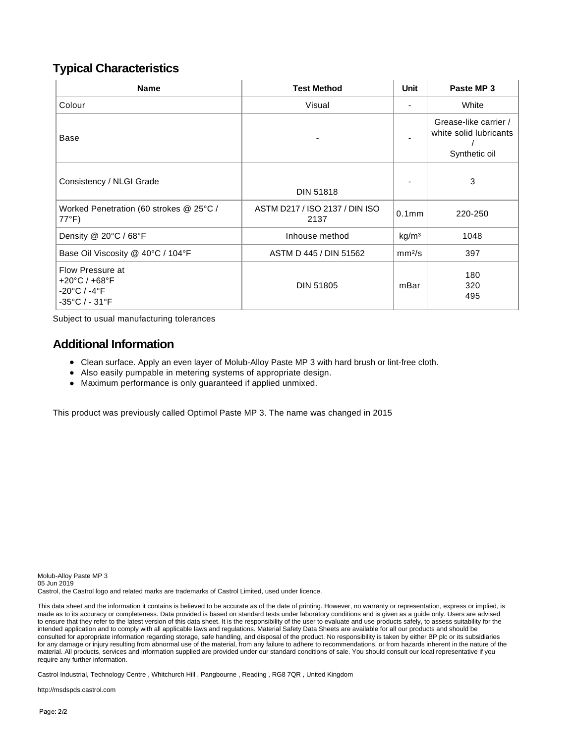## Typical Characteristics

| Name | Test Method | Unit | Paste MP 3 |
|---|---|---|---|
| Colour | Visual | - | White |
| Base | - | - | Grease-like carrier / white solid lubricants / Synthetic oil |
| Consistency / NLGI Grade | DIN 51818 | - | 3 |
| Worked Penetration (60 strokes @ 25°C / 77°F) | ASTM D217 / ISO 2137 / DIN ISO 2137 | 0.1mm | 220-250 |
| Density @ 20°C / 68°F | Inhouse method | kg/m³ | 1048 |
| Base Oil Viscosity @ 40°C / 104°F | ASTM D 445 / DIN 51562 | mm²/s | 397 |
| Flow Pressure at<br>+20°C / +68°F<br>-20°C / -4°F<br>-35°C / - 31°F | DIN 51805 | mBar | 180<br>320<br>495 |

Subject to usual manufacturing tolerances

## Additional Information

- Clean surface. Apply an even layer of Molub-Alloy Paste MP 3 with hard brush or lint-free cloth.
- Also easily pumpable in metering systems of appropriate design.
- Maximum performance is only guaranteed if applied unmixed.

This product was previously called Optimol Paste MP 3. The name was changed in 2015

Molub-Alloy Paste MP 3
05 Jun 2019
Castrol, the Castrol logo and related marks are trademarks of Castrol Limited, used under licence.

This data sheet and the information it contains is believed to be accurate as of the date of printing. However, no warranty or representation, express or implied, is made as to its accuracy or completeness. Data provided is based on standard tests under laboratory conditions and is given as a guide only. Users are advised to ensure that they refer to the latest version of this data sheet. It is the responsibility of the user to evaluate and use products safely, to assess suitability for the intended application and to comply with all applicable laws and regulations. Material Safety Data Sheets are available for all our products and should be consulted for appropriate information regarding storage, safe handling, and disposal of the product. No responsibility is taken by either BP plc or its subsidiaries for any damage or injury resulting from abnormal use of the material, from any failure to adhere to recommendations, or from hazards inherent in the nature of the material. All products, services and information supplied are provided under our standard conditions of sale. You should consult our local representative if you require any further information.

Castrol Industrial, Technology Centre , Whitchurch Hill , Pangbourne , Reading , RG8 7QR , United Kingdom

http://msdspds.castrol.com